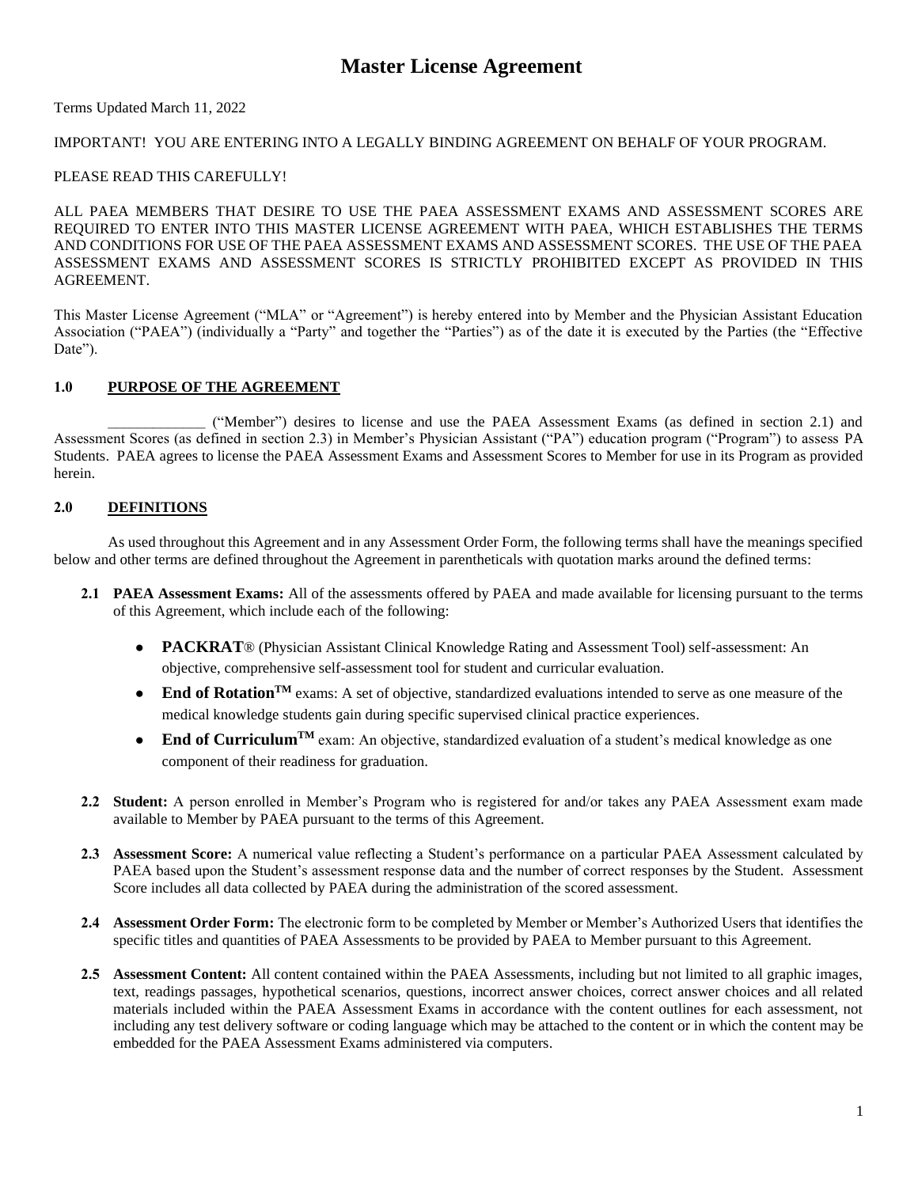# Master License Agreement

Terms Updated March 11, 2022

IMPORTANT! YOU ARE ENTERING INTO A LEGALLY BINDING AGREEMENT ON BEHALF OF YOUR PROGRAM.

PLEASE READ THIS CAREFULLY!

ALL PAEA MEMBERS THAT DESIRE TO USE THE PAEA ASSESSMENT EXAMS AND ASSESSMENT SCORES ARE REQUIRED TO ENTER INTO THIS MASTER LICENSE AGREEMENT WITH PAEA, WHICH ESTABLISHES THE TERMS AND CONDITIONS FOR USE OF THE PAEA ASSESSMENT EXAMS AND ASSESSMENT SCORES. THE USE OF THE PAEA ASSESSMENT EXAMS AND ASSESSMENT SCORES IS STRICTLY PROHIBITED EXCEPT AS PROVIDED IN THIS AGREEMENT.

This Master License Agreement ("MLA" or "Agreement") is hereby entered into by Member and the Physician Assistant Education Association ("PAEA") (individually a "Party" and together the "Parties") as of the date it is executed by the Parties (the "Effective Date").

## 1.0 PURPOSE OF THE AGREEMENT

_____________ ("Member") desires to license and use the PAEA Assessment Exams (as defined in section 2.1) and Assessment Scores (as defined in section 2.3) in Member's Physician Assistant ("PA") education program ("Program") to assess PA Students. PAEA agrees to license the PAEA Assessment Exams and Assessment Scores to Member for use in its Program as provided herein.

## 2.0 DEFINITIONS

As used throughout this Agreement and in any Assessment Order Form, the following terms shall have the meanings specified below and other terms are defined throughout the Agreement in parentheticals with quotation marks around the defined terms:

**2.1 PAEA Assessment Exams:** All of the assessments offered by PAEA and made available for licensing pursuant to the terms of this Agreement, which include each of the following:

- **PACKRAT**® (Physician Assistant Clinical Knowledge Rating and Assessment Tool) self-assessment: An objective, comprehensive self-assessment tool for student and curricular evaluation.
- **End of Rotation™** exams: A set of objective, standardized evaluations intended to serve as one measure of the medical knowledge students gain during specific supervised clinical practice experiences.
- **End of Curriculum™** exam: An objective, standardized evaluation of a student's medical knowledge as one component of their readiness for graduation.

**2.2 Student:** A person enrolled in Member's Program who is registered for and/or takes any PAEA Assessment exam made available to Member by PAEA pursuant to the terms of this Agreement.

**2.3 Assessment Score:** A numerical value reflecting a Student's performance on a particular PAEA Assessment calculated by PAEA based upon the Student's assessment response data and the number of correct responses by the Student. Assessment Score includes all data collected by PAEA during the administration of the scored assessment.

**2.4 Assessment Order Form:** The electronic form to be completed by Member or Member's Authorized Users that identifies the specific titles and quantities of PAEA Assessments to be provided by PAEA to Member pursuant to this Agreement.

**2.5 Assessment Content:** All content contained within the PAEA Assessments, including but not limited to all graphic images, text, readings passages, hypothetical scenarios, questions, incorrect answer choices, correct answer choices and all related materials included within the PAEA Assessment Exams in accordance with the content outlines for each assessment, not including any test delivery software or coding language which may be attached to the content or in which the content may be embedded for the PAEA Assessment Exams administered via computers.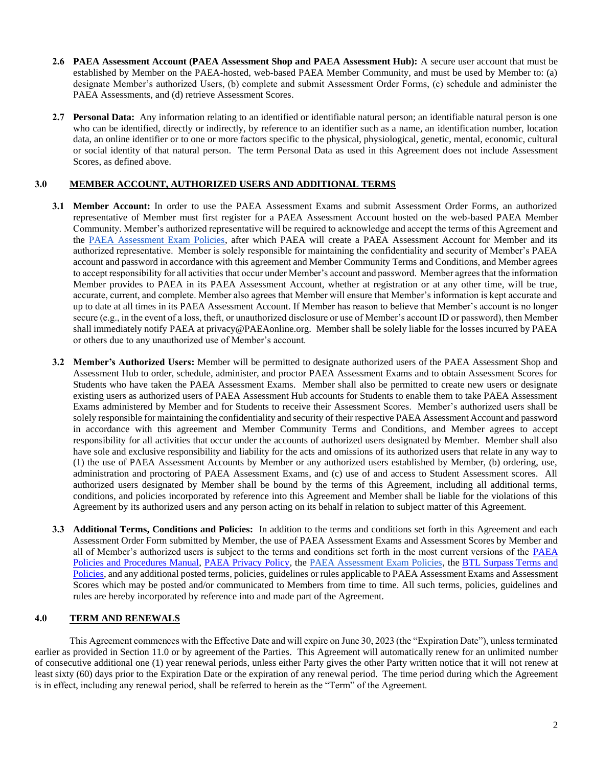**2.6 PAEA Assessment Account (PAEA Assessment Shop and PAEA Assessment Hub):** A secure user account that must be established by Member on the PAEA-hosted, web-based PAEA Member Community, and must be used by Member to: (a) designate Member's authorized Users, (b) complete and submit Assessment Order Forms, (c) schedule and administer the PAEA Assessments, and (d) retrieve Assessment Scores.

**2.7 Personal Data:** Any information relating to an identified or identifiable natural person; an identifiable natural person is one who can be identified, directly or indirectly, by reference to an identifier such as a name, an identification number, location data, an online identifier or to one or more factors specific to the physical, physiological, genetic, mental, economic, cultural or social identity of that natural person. The term Personal Data as used in this Agreement does not include Assessment Scores, as defined above.

## 3.0 MEMBER ACCOUNT, AUTHORIZED USERS AND ADDITIONAL TERMS

**3.1 Member Account:** In order to use the PAEA Assessment Exams and submit Assessment Order Forms, an authorized representative of Member must first register for a PAEA Assessment Account hosted on the web-based PAEA Member Community. Member's authorized representative will be required to acknowledge and accept the terms of this Agreement and the PAEA Assessment Exam Policies, after which PAEA will create a PAEA Assessment Account for Member and its authorized representative. Member is solely responsible for maintaining the confidentiality and security of Member's PAEA account and password in accordance with this agreement and Member Community Terms and Conditions, and Member agrees to accept responsibility for all activities that occur under Member's account and password. Member agrees that the information Member provides to PAEA in its PAEA Assessment Account, whether at registration or at any other time, will be true, accurate, current, and complete. Member also agrees that Member will ensure that Member's information is kept accurate and up to date at all times in its PAEA Assessment Account. If Member has reason to believe that Member's account is no longer secure (e.g., in the event of a loss, theft, or unauthorized disclosure or use of Member's account ID or password), then Member shall immediately notify PAEA at privacy@PAEAonline.org. Member shall be solely liable for the losses incurred by PAEA or others due to any unauthorized use of Member's account.

**3.2 Member's Authorized Users:** Member will be permitted to designate authorized users of the PAEA Assessment Shop and Assessment Hub to order, schedule, administer, and proctor PAEA Assessment Exams and to obtain Assessment Scores for Students who have taken the PAEA Assessment Exams. Member shall also be permitted to create new users or designate existing users as authorized users of PAEA Assessment Hub accounts for Students to enable them to take PAEA Assessment Exams administered by Member and for Students to receive their Assessment Scores. Member's authorized users shall be solely responsible for maintaining the confidentiality and security of their respective PAEA Assessment Account and password in accordance with this agreement and Member Community Terms and Conditions, and Member agrees to accept responsibility for all activities that occur under the accounts of authorized users designated by Member. Member shall also have sole and exclusive responsibility and liability for the acts and omissions of its authorized users that relate in any way to (1) the use of PAEA Assessment Accounts by Member or any authorized users established by Member, (b) ordering, use, administration and proctoring of PAEA Assessment Exams, and (c) use of and access to Student Assessment scores. All authorized users designated by Member shall be bound by the terms of this Agreement, including all additional terms, conditions, and policies incorporated by reference into this Agreement and Member shall be liable for the violations of this Agreement by its authorized users and any person acting on its behalf in relation to subject matter of this Agreement.

**3.3 Additional Terms, Conditions and Policies:** In addition to the terms and conditions set forth in this Agreement and each Assessment Order Form submitted by Member, the use of PAEA Assessment Exams and Assessment Scores by Member and all of Member's authorized users is subject to the terms and conditions set forth in the most current versions of the PAEA Policies and Procedures Manual, PAEA Privacy Policy, the PAEA Assessment Exam Policies, the BTL Surpass Terms and Policies, and any additional posted terms, policies, guidelines or rules applicable to PAEA Assessment Exams and Assessment Scores which may be posted and/or communicated to Members from time to time. All such terms, policies, guidelines and rules are hereby incorporated by reference into and made part of the Agreement.

## 4.0 TERM AND RENEWALS

This Agreement commences with the Effective Date and will expire on June 30, 2023 (the "Expiration Date"), unless terminated earlier as provided in Section 11.0 or by agreement of the Parties. This Agreement will automatically renew for an unlimited number of consecutive additional one (1) year renewal periods, unless either Party gives the other Party written notice that it will not renew at least sixty (60) days prior to the Expiration Date or the expiration of any renewal period. The time period during which the Agreement is in effect, including any renewal period, shall be referred to herein as the "Term" of the Agreement.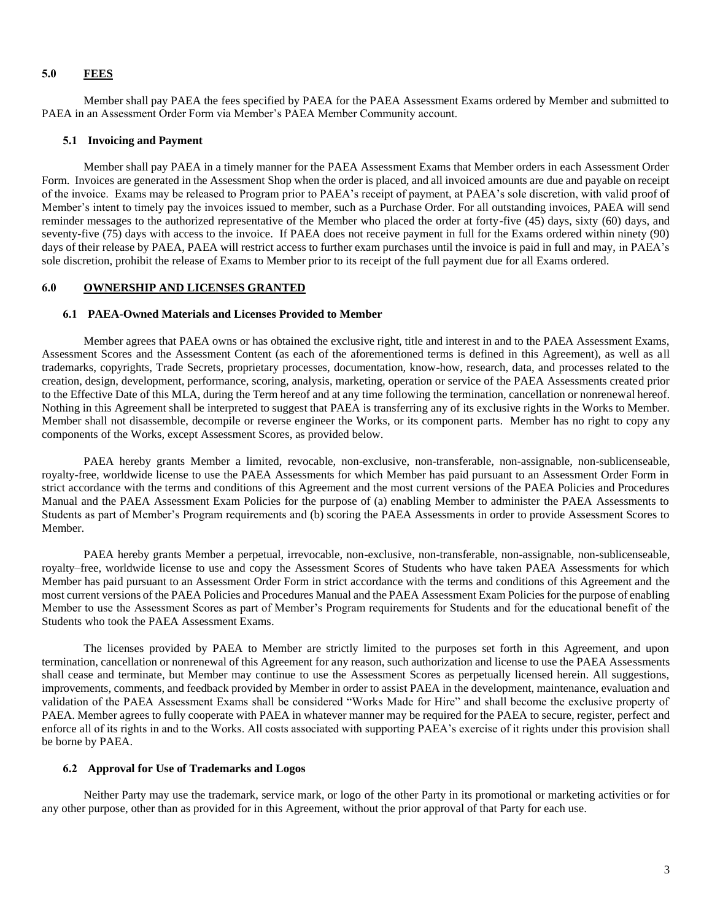## 5.0 FEES

Member shall pay PAEA the fees specified by PAEA for the PAEA Assessment Exams ordered by Member and submitted to PAEA in an Assessment Order Form via Member's PAEA Member Community account.

### 5.1 Invoicing and Payment

Member shall pay PAEA in a timely manner for the PAEA Assessment Exams that Member orders in each Assessment Order Form. Invoices are generated in the Assessment Shop when the order is placed, and all invoiced amounts are due and payable on receipt of the invoice. Exams may be released to Program prior to PAEA's receipt of payment, at PAEA's sole discretion, with valid proof of Member's intent to timely pay the invoices issued to member, such as a Purchase Order. For all outstanding invoices, PAEA will send reminder messages to the authorized representative of the Member who placed the order at forty-five (45) days, sixty (60) days, and seventy-five (75) days with access to the invoice. If PAEA does not receive payment in full for the Exams ordered within ninety (90) days of their release by PAEA, PAEA will restrict access to further exam purchases until the invoice is paid in full and may, in PAEA's sole discretion, prohibit the release of Exams to Member prior to its receipt of the full payment due for all Exams ordered.

## 6.0 OWNERSHIP AND LICENSES GRANTED

### 6.1 PAEA-Owned Materials and Licenses Provided to Member

Member agrees that PAEA owns or has obtained the exclusive right, title and interest in and to the PAEA Assessment Exams, Assessment Scores and the Assessment Content (as each of the aforementioned terms is defined in this Agreement), as well as all trademarks, copyrights, Trade Secrets, proprietary processes, documentation, know-how, research, data, and processes related to the creation, design, development, performance, scoring, analysis, marketing, operation or service of the PAEA Assessments created prior to the Effective Date of this MLA, during the Term hereof and at any time following the termination, cancellation or nonrenewal hereof. Nothing in this Agreement shall be interpreted to suggest that PAEA is transferring any of its exclusive rights in the Works to Member. Member shall not disassemble, decompile or reverse engineer the Works, or its component parts. Member has no right to copy any components of the Works, except Assessment Scores, as provided below.

PAEA hereby grants Member a limited, revocable, non-exclusive, non-transferable, non-assignable, non-sublicenseable, royalty-free, worldwide license to use the PAEA Assessments for which Member has paid pursuant to an Assessment Order Form in strict accordance with the terms and conditions of this Agreement and the most current versions of the PAEA Policies and Procedures Manual and the PAEA Assessment Exam Policies for the purpose of (a) enabling Member to administer the PAEA Assessments to Students as part of Member's Program requirements and (b) scoring the PAEA Assessments in order to provide Assessment Scores to Member.

PAEA hereby grants Member a perpetual, irrevocable, non-exclusive, non-transferable, non-assignable, non-sublicenseable, royalty–free, worldwide license to use and copy the Assessment Scores of Students who have taken PAEA Assessments for which Member has paid pursuant to an Assessment Order Form in strict accordance with the terms and conditions of this Agreement and the most current versions of the PAEA Policies and Procedures Manual and the PAEA Assessment Exam Policies for the purpose of enabling Member to use the Assessment Scores as part of Member's Program requirements for Students and for the educational benefit of the Students who took the PAEA Assessment Exams.

The licenses provided by PAEA to Member are strictly limited to the purposes set forth in this Agreement, and upon termination, cancellation or nonrenewal of this Agreement for any reason, such authorization and license to use the PAEA Assessments shall cease and terminate, but Member may continue to use the Assessment Scores as perpetually licensed herein. All suggestions, improvements, comments, and feedback provided by Member in order to assist PAEA in the development, maintenance, evaluation and validation of the PAEA Assessment Exams shall be considered "Works Made for Hire" and shall become the exclusive property of PAEA. Member agrees to fully cooperate with PAEA in whatever manner may be required for the PAEA to secure, register, perfect and enforce all of its rights in and to the Works. All costs associated with supporting PAEA's exercise of it rights under this provision shall be borne by PAEA.

### 6.2 Approval for Use of Trademarks and Logos

Neither Party may use the trademark, service mark, or logo of the other Party in its promotional or marketing activities or for any other purpose, other than as provided for in this Agreement, without the prior approval of that Party for each use.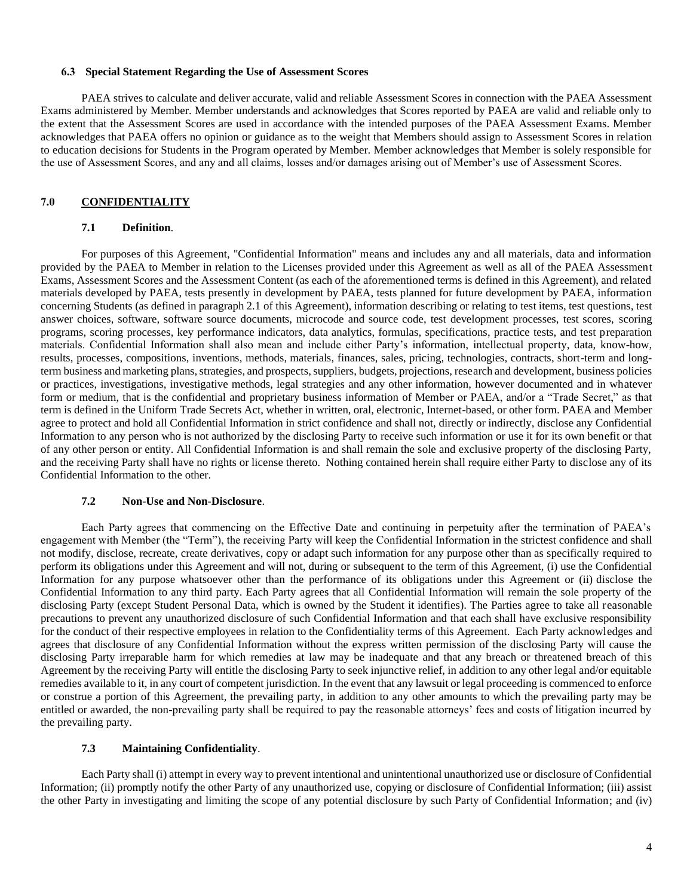### 6.3 Special Statement Regarding the Use of Assessment Scores

PAEA strives to calculate and deliver accurate, valid and reliable Assessment Scores in connection with the PAEA Assessment Exams administered by Member. Member understands and acknowledges that Scores reported by PAEA are valid and reliable only to the extent that the Assessment Scores are used in accordance with the intended purposes of the PAEA Assessment Exams. Member acknowledges that PAEA offers no opinion or guidance as to the weight that Members should assign to Assessment Scores in relation to education decisions for Students in the Program operated by Member. Member acknowledges that Member is solely responsible for the use of Assessment Scores, and any and all claims, losses and/or damages arising out of Member's use of Assessment Scores.

## 7.0 CONFIDENTIALITY

### 7.1 Definition.

For purposes of this Agreement, "Confidential Information" means and includes any and all materials, data and information provided by the PAEA to Member in relation to the Licenses provided under this Agreement as well as all of the PAEA Assessment Exams, Assessment Scores and the Assessment Content (as each of the aforementioned terms is defined in this Agreement), and related materials developed by PAEA, tests presently in development by PAEA, tests planned for future development by PAEA, information concerning Students (as defined in paragraph 2.1 of this Agreement), information describing or relating to test items, test questions, test answer choices, software, software source documents, microcode and source code, test development processes, test scores, scoring programs, scoring processes, key performance indicators, data analytics, formulas, specifications, practice tests, and test preparation materials. Confidential Information shall also mean and include either Party's information, intellectual property, data, know-how, results, processes, compositions, inventions, methods, materials, finances, sales, pricing, technologies, contracts, short-term and long-term business and marketing plans, strategies, and prospects, suppliers, budgets, projections, research and development, business policies or practices, investigations, investigative methods, legal strategies and any other information, however documented and in whatever form or medium, that is the confidential and proprietary business information of Member or PAEA, and/or a "Trade Secret," as that term is defined in the Uniform Trade Secrets Act, whether in written, oral, electronic, Internet-based, or other form. PAEA and Member agree to protect and hold all Confidential Information in strict confidence and shall not, directly or indirectly, disclose any Confidential Information to any person who is not authorized by the disclosing Party to receive such information or use it for its own benefit or that of any other person or entity. All Confidential Information is and shall remain the sole and exclusive property of the disclosing Party, and the receiving Party shall have no rights or license thereto. Nothing contained herein shall require either Party to disclose any of its Confidential Information to the other.

### 7.2 Non-Use and Non-Disclosure.

Each Party agrees that commencing on the Effective Date and continuing in perpetuity after the termination of PAEA's engagement with Member (the "Term"), the receiving Party will keep the Confidential Information in the strictest confidence and shall not modify, disclose, recreate, create derivatives, copy or adapt such information for any purpose other than as specifically required to perform its obligations under this Agreement and will not, during or subsequent to the term of this Agreement, (i) use the Confidential Information for any purpose whatsoever other than the performance of its obligations under this Agreement or (ii) disclose the Confidential Information to any third party. Each Party agrees that all Confidential Information will remain the sole property of the disclosing Party (except Student Personal Data, which is owned by the Student it identifies). The Parties agree to take all reasonable precautions to prevent any unauthorized disclosure of such Confidential Information and that each shall have exclusive responsibility for the conduct of their respective employees in relation to the Confidentiality terms of this Agreement. Each Party acknowledges and agrees that disclosure of any Confidential Information without the express written permission of the disclosing Party will cause the disclosing Party irreparable harm for which remedies at law may be inadequate and that any breach or threatened breach of this Agreement by the receiving Party will entitle the disclosing Party to seek injunctive relief, in addition to any other legal and/or equitable remedies available to it, in any court of competent jurisdiction. In the event that any lawsuit or legal proceeding is commenced to enforce or construe a portion of this Agreement, the prevailing party, in addition to any other amounts to which the prevailing party may be entitled or awarded, the non-prevailing party shall be required to pay the reasonable attorneys' fees and costs of litigation incurred by the prevailing party.

### 7.3 Maintaining Confidentiality.

Each Party shall (i) attempt in every way to prevent intentional and unintentional unauthorized use or disclosure of Confidential Information; (ii) promptly notify the other Party of any unauthorized use, copying or disclosure of Confidential Information; (iii) assist the other Party in investigating and limiting the scope of any potential disclosure by such Party of Confidential Information; and (iv)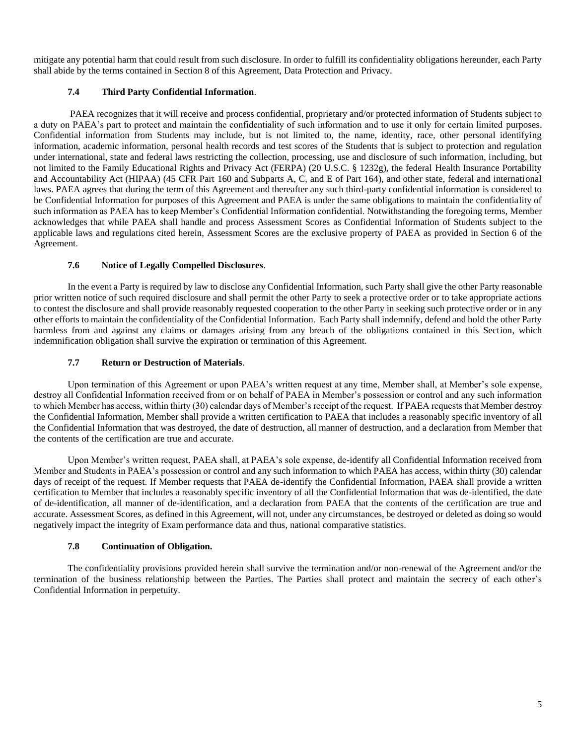mitigate any potential harm that could result from such disclosure. In order to fulfill its confidentiality obligations hereunder, each Party shall abide by the terms contained in Section 8 of this Agreement, Data Protection and Privacy.

### 7.4 Third Party Confidential Information.

PAEA recognizes that it will receive and process confidential, proprietary and/or protected information of Students subject to a duty on PAEA's part to protect and maintain the confidentiality of such information and to use it only for certain limited purposes. Confidential information from Students may include, but is not limited to, the name, identity, race, other personal identifying information, academic information, personal health records and test scores of the Students that is subject to protection and regulation under international, state and federal laws restricting the collection, processing, use and disclosure of such information, including, but not limited to the Family Educational Rights and Privacy Act (FERPA) (20 U.S.C. § 1232g), the federal Health Insurance Portability and Accountability Act (HIPAA) (45 CFR Part 160 and Subparts A, C, and E of Part 164), and other state, federal and international laws. PAEA agrees that during the term of this Agreement and thereafter any such third-party confidential information is considered to be Confidential Information for purposes of this Agreement and PAEA is under the same obligations to maintain the confidentiality of such information as PAEA has to keep Member's Confidential Information confidential. Notwithstanding the foregoing terms, Member acknowledges that while PAEA shall handle and process Assessment Scores as Confidential Information of Students subject to the applicable laws and regulations cited herein, Assessment Scores are the exclusive property of PAEA as provided in Section 6 of the Agreement.

### 7.6 Notice of Legally Compelled Disclosures.

In the event a Party is required by law to disclose any Confidential Information, such Party shall give the other Party reasonable prior written notice of such required disclosure and shall permit the other Party to seek a protective order or to take appropriate actions to contest the disclosure and shall provide reasonably requested cooperation to the other Party in seeking such protective order or in any other efforts to maintain the confidentiality of the Confidential Information. Each Party shall indemnify, defend and hold the other Party harmless from and against any claims or damages arising from any breach of the obligations contained in this Section, which indemnification obligation shall survive the expiration or termination of this Agreement.

### 7.7 Return or Destruction of Materials.

Upon termination of this Agreement or upon PAEA's written request at any time, Member shall, at Member's sole expense, destroy all Confidential Information received from or on behalf of PAEA in Member's possession or control and any such information to which Member has access, within thirty (30) calendar days of Member's receipt of the request. If PAEA requests that Member destroy the Confidential Information, Member shall provide a written certification to PAEA that includes a reasonably specific inventory of all the Confidential Information that was destroyed, the date of destruction, all manner of destruction, and a declaration from Member that the contents of the certification are true and accurate.

Upon Member's written request, PAEA shall, at PAEA's sole expense, de-identify all Confidential Information received from Member and Students in PAEA's possession or control and any such information to which PAEA has access, within thirty (30) calendar days of receipt of the request. If Member requests that PAEA de-identify the Confidential Information, PAEA shall provide a written certification to Member that includes a reasonably specific inventory of all the Confidential Information that was de-identified, the date of de-identification, all manner of de-identification, and a declaration from PAEA that the contents of the certification are true and accurate. Assessment Scores, as defined in this Agreement, will not, under any circumstances, be destroyed or deleted as doing so would negatively impact the integrity of Exam performance data and thus, national comparative statistics.

### 7.8 Continuation of Obligation.

The confidentiality provisions provided herein shall survive the termination and/or non-renewal of the Agreement and/or the termination of the business relationship between the Parties. The Parties shall protect and maintain the secrecy of each other's Confidential Information in perpetuity.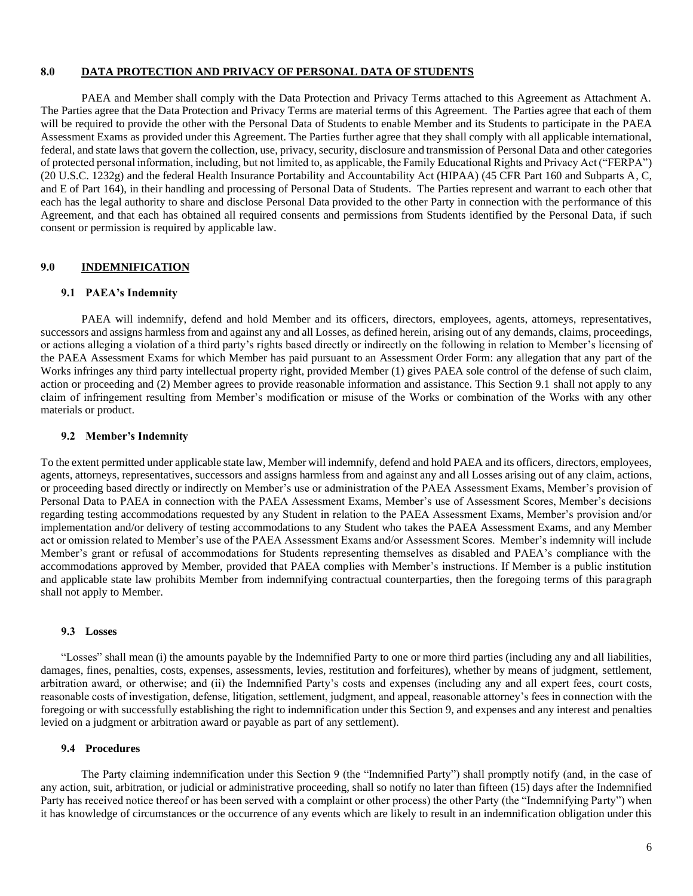## 8.0 DATA PROTECTION AND PRIVACY OF PERSONAL DATA OF STUDENTS

PAEA and Member shall comply with the Data Protection and Privacy Terms attached to this Agreement as Attachment A. The Parties agree that the Data Protection and Privacy Terms are material terms of this Agreement. The Parties agree that each of them will be required to provide the other with the Personal Data of Students to enable Member and its Students to participate in the PAEA Assessment Exams as provided under this Agreement. The Parties further agree that they shall comply with all applicable international, federal, and state laws that govern the collection, use, privacy, security, disclosure and transmission of Personal Data and other categories of protected personal information, including, but not limited to, as applicable, the Family Educational Rights and Privacy Act ("FERPA") (20 U.S.C. 1232g) and the federal Health Insurance Portability and Accountability Act (HIPAA) (45 CFR Part 160 and Subparts A, C, and E of Part 164), in their handling and processing of Personal Data of Students. The Parties represent and warrant to each other that each has the legal authority to share and disclose Personal Data provided to the other Party in connection with the performance of this Agreement, and that each has obtained all required consents and permissions from Students identified by the Personal Data, if such consent or permission is required by applicable law.

## 9.0 INDEMNIFICATION

### 9.1 PAEA's Indemnity

PAEA will indemnify, defend and hold Member and its officers, directors, employees, agents, attorneys, representatives, successors and assigns harmless from and against any and all Losses, as defined herein, arising out of any demands, claims, proceedings, or actions alleging a violation of a third party's rights based directly or indirectly on the following in relation to Member's licensing of the PAEA Assessment Exams for which Member has paid pursuant to an Assessment Order Form: any allegation that any part of the Works infringes any third party intellectual property right, provided Member (1) gives PAEA sole control of the defense of such claim, action or proceeding and (2) Member agrees to provide reasonable information and assistance. This Section 9.1 shall not apply to any claim of infringement resulting from Member's modification or misuse of the Works or combination of the Works with any other materials or product.

### 9.2 Member's Indemnity

To the extent permitted under applicable state law, Member will indemnify, defend and hold PAEA and its officers, directors, employees, agents, attorneys, representatives, successors and assigns harmless from and against any and all Losses arising out of any claim, actions, or proceeding based directly or indirectly on Member's use or administration of the PAEA Assessment Exams, Member's provision of Personal Data to PAEA in connection with the PAEA Assessment Exams, Member's use of Assessment Scores, Member's decisions regarding testing accommodations requested by any Student in relation to the PAEA Assessment Exams, Member's provision and/or implementation and/or delivery of testing accommodations to any Student who takes the PAEA Assessment Exams, and any Member act or omission related to Member's use of the PAEA Assessment Exams and/or Assessment Scores. Member's indemnity will include Member's grant or refusal of accommodations for Students representing themselves as disabled and PAEA's compliance with the accommodations approved by Member, provided that PAEA complies with Member's instructions. If Member is a public institution and applicable state law prohibits Member from indemnifying contractual counterparties, then the foregoing terms of this paragraph shall not apply to Member.

### 9.3 Losses

"Losses" shall mean (i) the amounts payable by the Indemnified Party to one or more third parties (including any and all liabilities, damages, fines, penalties, costs, expenses, assessments, levies, restitution and forfeitures), whether by means of judgment, settlement, arbitration award, or otherwise; and (ii) the Indemnified Party's costs and expenses (including any and all expert fees, court costs, reasonable costs of investigation, defense, litigation, settlement, judgment, and appeal, reasonable attorney's fees in connection with the foregoing or with successfully establishing the right to indemnification under this Section 9, and expenses and any interest and penalties levied on a judgment or arbitration award or payable as part of any settlement).

### 9.4 Procedures

The Party claiming indemnification under this Section 9 (the "Indemnified Party") shall promptly notify (and, in the case of any action, suit, arbitration, or judicial or administrative proceeding, shall so notify no later than fifteen (15) days after the Indemnified Party has received notice thereof or has been served with a complaint or other process) the other Party (the "Indemnifying Party") when it has knowledge of circumstances or the occurrence of any events which are likely to result in an indemnification obligation under this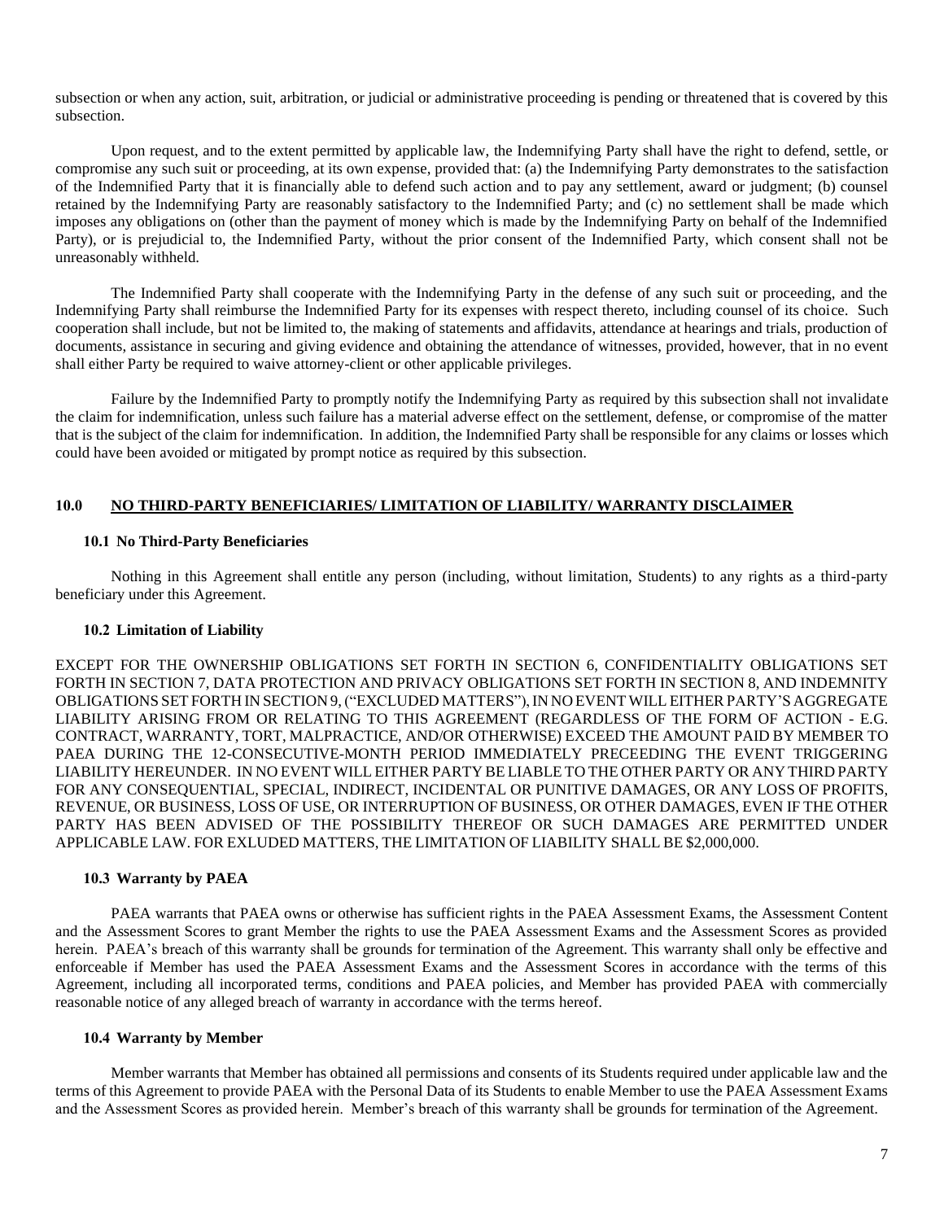subsection or when any action, suit, arbitration, or judicial or administrative proceeding is pending or threatened that is covered by this subsection.

Upon request, and to the extent permitted by applicable law, the Indemnifying Party shall have the right to defend, settle, or compromise any such suit or proceeding, at its own expense, provided that: (a) the Indemnifying Party demonstrates to the satisfaction of the Indemnified Party that it is financially able to defend such action and to pay any settlement, award or judgment; (b) counsel retained by the Indemnifying Party are reasonably satisfactory to the Indemnified Party; and (c) no settlement shall be made which imposes any obligations on (other than the payment of money which is made by the Indemnifying Party on behalf of the Indemnified Party), or is prejudicial to, the Indemnified Party, without the prior consent of the Indemnified Party, which consent shall not be unreasonably withheld.

The Indemnified Party shall cooperate with the Indemnifying Party in the defense of any such suit or proceeding, and the Indemnifying Party shall reimburse the Indemnified Party for its expenses with respect thereto, including counsel of its choice. Such cooperation shall include, but not be limited to, the making of statements and affidavits, attendance at hearings and trials, production of documents, assistance in securing and giving evidence and obtaining the attendance of witnesses, provided, however, that in no event shall either Party be required to waive attorney-client or other applicable privileges.

Failure by the Indemnified Party to promptly notify the Indemnifying Party as required by this subsection shall not invalidate the claim for indemnification, unless such failure has a material adverse effect on the settlement, defense, or compromise of the matter that is the subject of the claim for indemnification. In addition, the Indemnified Party shall be responsible for any claims or losses which could have been avoided or mitigated by prompt notice as required by this subsection.

## 10.0 NO THIRD-PARTY BENEFICIARIES/ LIMITATION OF LIABILITY/ WARRANTY DISCLAIMER

### 10.1 No Third-Party Beneficiaries

Nothing in this Agreement shall entitle any person (including, without limitation, Students) to any rights as a third-party beneficiary under this Agreement.

### 10.2 Limitation of Liability

EXCEPT FOR THE OWNERSHIP OBLIGATIONS SET FORTH IN SECTION 6, CONFIDENTIALITY OBLIGATIONS SET FORTH IN SECTION 7, DATA PROTECTION AND PRIVACY OBLIGATIONS SET FORTH IN SECTION 8, AND INDEMNITY OBLIGATIONS SET FORTH IN SECTION 9, ("EXCLUDED MATTERS"), IN NO EVENT WILL EITHER PARTY'S AGGREGATE LIABILITY ARISING FROM OR RELATING TO THIS AGREEMENT (REGARDLESS OF THE FORM OF ACTION - E.G. CONTRACT, WARRANTY, TORT, MALPRACTICE, AND/OR OTHERWISE) EXCEED THE AMOUNT PAID BY MEMBER TO PAEA DURING THE 12-CONSECUTIVE-MONTH PERIOD IMMEDIATELY PRECEEDING THE EVENT TRIGGERING LIABILITY HEREUNDER. IN NO EVENT WILL EITHER PARTY BE LIABLE TO THE OTHER PARTY OR ANY THIRD PARTY FOR ANY CONSEQUENTIAL, SPECIAL, INDIRECT, INCIDENTAL OR PUNITIVE DAMAGES, OR ANY LOSS OF PROFITS, REVENUE, OR BUSINESS, LOSS OF USE, OR INTERRUPTION OF BUSINESS, OR OTHER DAMAGES, EVEN IF THE OTHER PARTY HAS BEEN ADVISED OF THE POSSIBILITY THEREOF OR SUCH DAMAGES ARE PERMITTED UNDER APPLICABLE LAW. FOR EXLUDED MATTERS, THE LIMITATION OF LIABILITY SHALL BE $2,000,000.

### 10.3 Warranty by PAEA

PAEA warrants that PAEA owns or otherwise has sufficient rights in the PAEA Assessment Exams, the Assessment Content and the Assessment Scores to grant Member the rights to use the PAEA Assessment Exams and the Assessment Scores as provided herein. PAEA's breach of this warranty shall be grounds for termination of the Agreement. This warranty shall only be effective and enforceable if Member has used the PAEA Assessment Exams and the Assessment Scores in accordance with the terms of this Agreement, including all incorporated terms, conditions and PAEA policies, and Member has provided PAEA with commercially reasonable notice of any alleged breach of warranty in accordance with the terms hereof.

### 10.4 Warranty by Member

Member warrants that Member has obtained all permissions and consents of its Students required under applicable law and the terms of this Agreement to provide PAEA with the Personal Data of its Students to enable Member to use the PAEA Assessment Exams and the Assessment Scores as provided herein. Member's breach of this warranty shall be grounds for termination of the Agreement.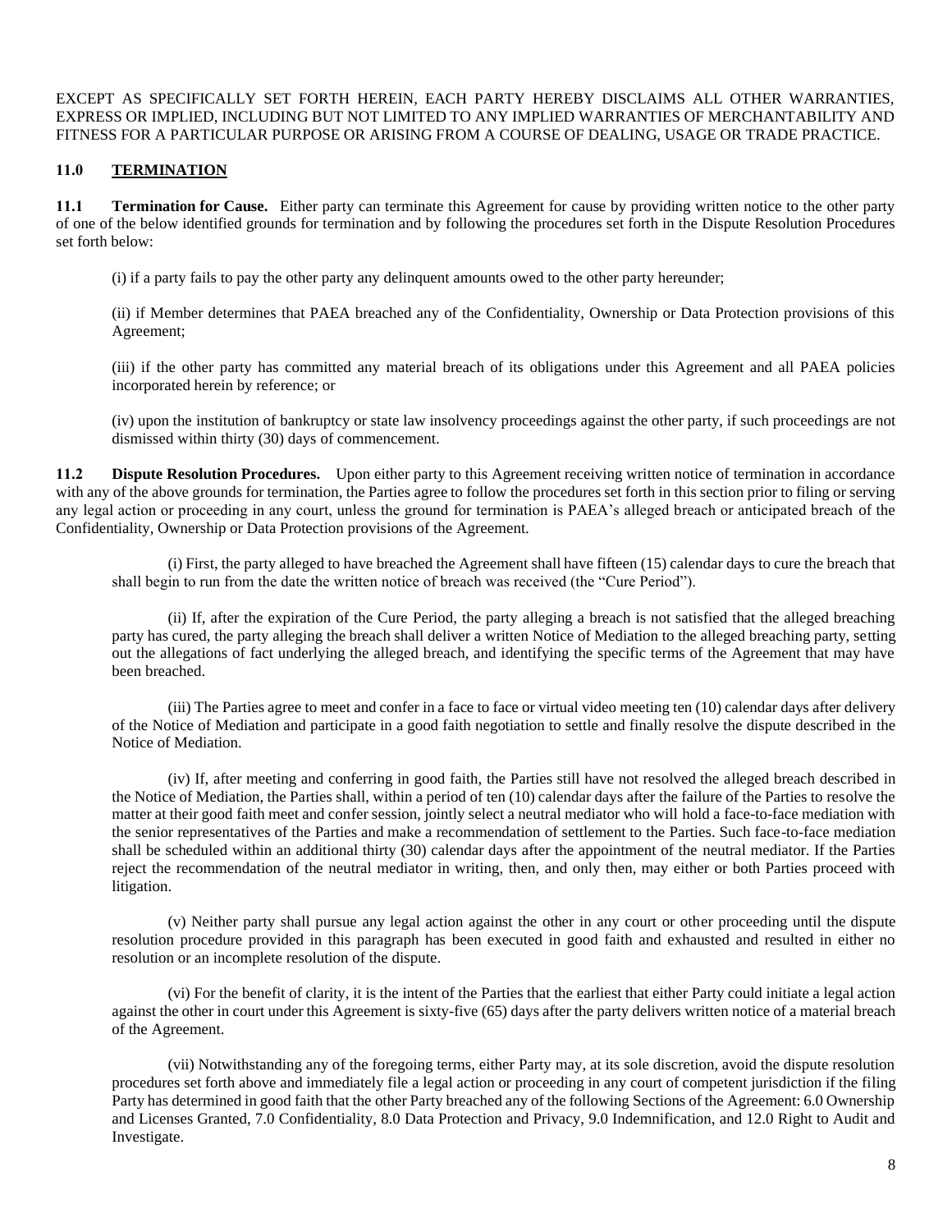EXCEPT AS SPECIFICALLY SET FORTH HEREIN, EACH PARTY HEREBY DISCLAIMS ALL OTHER WARRANTIES, EXPRESS OR IMPLIED, INCLUDING BUT NOT LIMITED TO ANY IMPLIED WARRANTIES OF MERCHANTABILITY AND FITNESS FOR A PARTICULAR PURPOSE OR ARISING FROM A COURSE OF DEALING, USAGE OR TRADE PRACTICE.

## 11.0 TERMINATION

**11.1 Termination for Cause.** Either party can terminate this Agreement for cause by providing written notice to the other party of one of the below identified grounds for termination and by following the procedures set forth in the Dispute Resolution Procedures set forth below:

(i) if a party fails to pay the other party any delinquent amounts owed to the other party hereunder;

(ii) if Member determines that PAEA breached any of the Confidentiality, Ownership or Data Protection provisions of this Agreement;

(iii) if the other party has committed any material breach of its obligations under this Agreement and all PAEA policies incorporated herein by reference; or

(iv) upon the institution of bankruptcy or state law insolvency proceedings against the other party, if such proceedings are not dismissed within thirty (30) days of commencement.

**11.2 Dispute Resolution Procedures.** Upon either party to this Agreement receiving written notice of termination in accordance with any of the above grounds for termination, the Parties agree to follow the procedures set forth in this section prior to filing or serving any legal action or proceeding in any court, unless the ground for termination is PAEA's alleged breach or anticipated breach of the Confidentiality, Ownership or Data Protection provisions of the Agreement.

(i) First, the party alleged to have breached the Agreement shall have fifteen (15) calendar days to cure the breach that shall begin to run from the date the written notice of breach was received (the "Cure Period").

(ii) If, after the expiration of the Cure Period, the party alleging a breach is not satisfied that the alleged breaching party has cured, the party alleging the breach shall deliver a written Notice of Mediation to the alleged breaching party, setting out the allegations of fact underlying the alleged breach, and identifying the specific terms of the Agreement that may have been breached.

(iii) The Parties agree to meet and confer in a face to face or virtual video meeting ten (10) calendar days after delivery of the Notice of Mediation and participate in a good faith negotiation to settle and finally resolve the dispute described in the Notice of Mediation.

(iv) If, after meeting and conferring in good faith, the Parties still have not resolved the alleged breach described in the Notice of Mediation, the Parties shall, within a period of ten (10) calendar days after the failure of the Parties to resolve the matter at their good faith meet and confer session, jointly select a neutral mediator who will hold a face-to-face mediation with the senior representatives of the Parties and make a recommendation of settlement to the Parties. Such face-to-face mediation shall be scheduled within an additional thirty (30) calendar days after the appointment of the neutral mediator. If the Parties reject the recommendation of the neutral mediator in writing, then, and only then, may either or both Parties proceed with litigation.

(v) Neither party shall pursue any legal action against the other in any court or other proceeding until the dispute resolution procedure provided in this paragraph has been executed in good faith and exhausted and resulted in either no resolution or an incomplete resolution of the dispute.

(vi) For the benefit of clarity, it is the intent of the Parties that the earliest that either Party could initiate a legal action against the other in court under this Agreement is sixty-five (65) days after the party delivers written notice of a material breach of the Agreement.

(vii) Notwithstanding any of the foregoing terms, either Party may, at its sole discretion, avoid the dispute resolution procedures set forth above and immediately file a legal action or proceeding in any court of competent jurisdiction if the filing Party has determined in good faith that the other Party breached any of the following Sections of the Agreement: 6.0 Ownership and Licenses Granted, 7.0 Confidentiality, 8.0 Data Protection and Privacy, 9.0 Indemnification, and 12.0 Right to Audit and Investigate.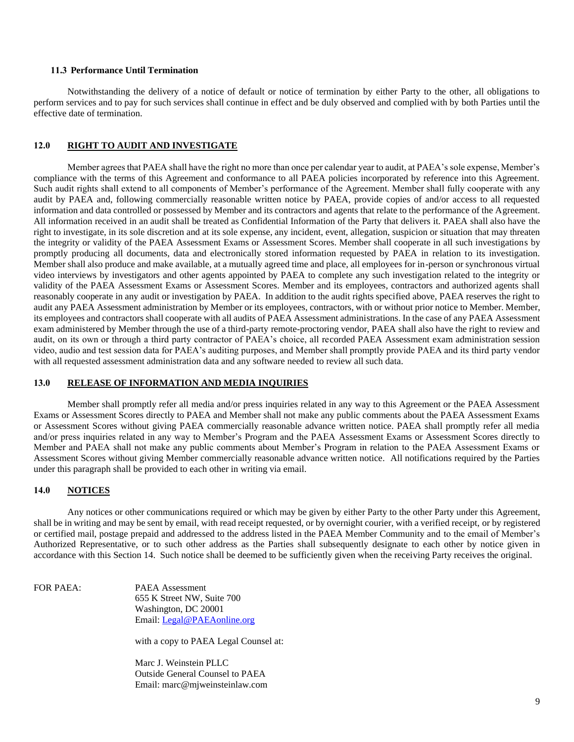### 11.3 Performance Until Termination

Notwithstanding the delivery of a notice of default or notice of termination by either Party to the other, all obligations to perform services and to pay for such services shall continue in effect and be duly observed and complied with by both Parties until the effective date of termination.

## 12.0 RIGHT TO AUDIT AND INVESTIGATE

Member agrees that PAEA shall have the right no more than once per calendar year to audit, at PAEA's sole expense, Member's compliance with the terms of this Agreement and conformance to all PAEA policies incorporated by reference into this Agreement. Such audit rights shall extend to all components of Member's performance of the Agreement. Member shall fully cooperate with any audit by PAEA and, following commercially reasonable written notice by PAEA, provide copies of and/or access to all requested information and data controlled or possessed by Member and its contractors and agents that relate to the performance of the Agreement. All information received in an audit shall be treated as Confidential Information of the Party that delivers it. PAEA shall also have the right to investigate, in its sole discretion and at its sole expense, any incident, event, allegation, suspicion or situation that may threaten the integrity or validity of the PAEA Assessment Exams or Assessment Scores. Member shall cooperate in all such investigations by promptly producing all documents, data and electronically stored information requested by PAEA in relation to its investigation. Member shall also produce and make available, at a mutually agreed time and place, all employees for in-person or synchronous virtual video interviews by investigators and other agents appointed by PAEA to complete any such investigation related to the integrity or validity of the PAEA Assessment Exams or Assessment Scores. Member and its employees, contractors and authorized agents shall reasonably cooperate in any audit or investigation by PAEA. In addition to the audit rights specified above, PAEA reserves the right to audit any PAEA Assessment administration by Member or its employees, contractors, with or without prior notice to Member. Member, its employees and contractors shall cooperate with all audits of PAEA Assessment administrations. In the case of any PAEA Assessment exam administered by Member through the use of a third-party remote-proctoring vendor, PAEA shall also have the right to review and audit, on its own or through a third party contractor of PAEA's choice, all recorded PAEA Assessment exam administration session video, audio and test session data for PAEA's auditing purposes, and Member shall promptly provide PAEA and its third party vendor with all requested assessment administration data and any software needed to review all such data.

## 13.0 RELEASE OF INFORMATION AND MEDIA INQUIRIES

Member shall promptly refer all media and/or press inquiries related in any way to this Agreement or the PAEA Assessment Exams or Assessment Scores directly to PAEA and Member shall not make any public comments about the PAEA Assessment Exams or Assessment Scores without giving PAEA commercially reasonable advance written notice. PAEA shall promptly refer all media and/or press inquiries related in any way to Member's Program and the PAEA Assessment Exams or Assessment Scores directly to Member and PAEA shall not make any public comments about Member's Program in relation to the PAEA Assessment Exams or Assessment Scores without giving Member commercially reasonable advance written notice. All notifications required by the Parties under this paragraph shall be provided to each other in writing via email.

## 14.0 NOTICES

Any notices or other communications required or which may be given by either Party to the other Party under this Agreement, shall be in writing and may be sent by email, with read receipt requested, or by overnight courier, with a verified receipt, or by registered or certified mail, postage prepaid and addressed to the address listed in the PAEA Member Community and to the email of Member's Authorized Representative, or to such other address as the Parties shall subsequently designate to each other by notice given in accordance with this Section 14. Such notice shall be deemed to be sufficiently given when the receiving Party receives the original.

FOR PAEA:

PAEA Assessment
655 K Street NW, Suite 700
Washington, DC 20001
Email: Legal@PAEAonline.org

with a copy to PAEA Legal Counsel at:

Marc J. Weinstein PLLC
Outside General Counsel to PAEA
Email: marc@mjweinsteinlaw.com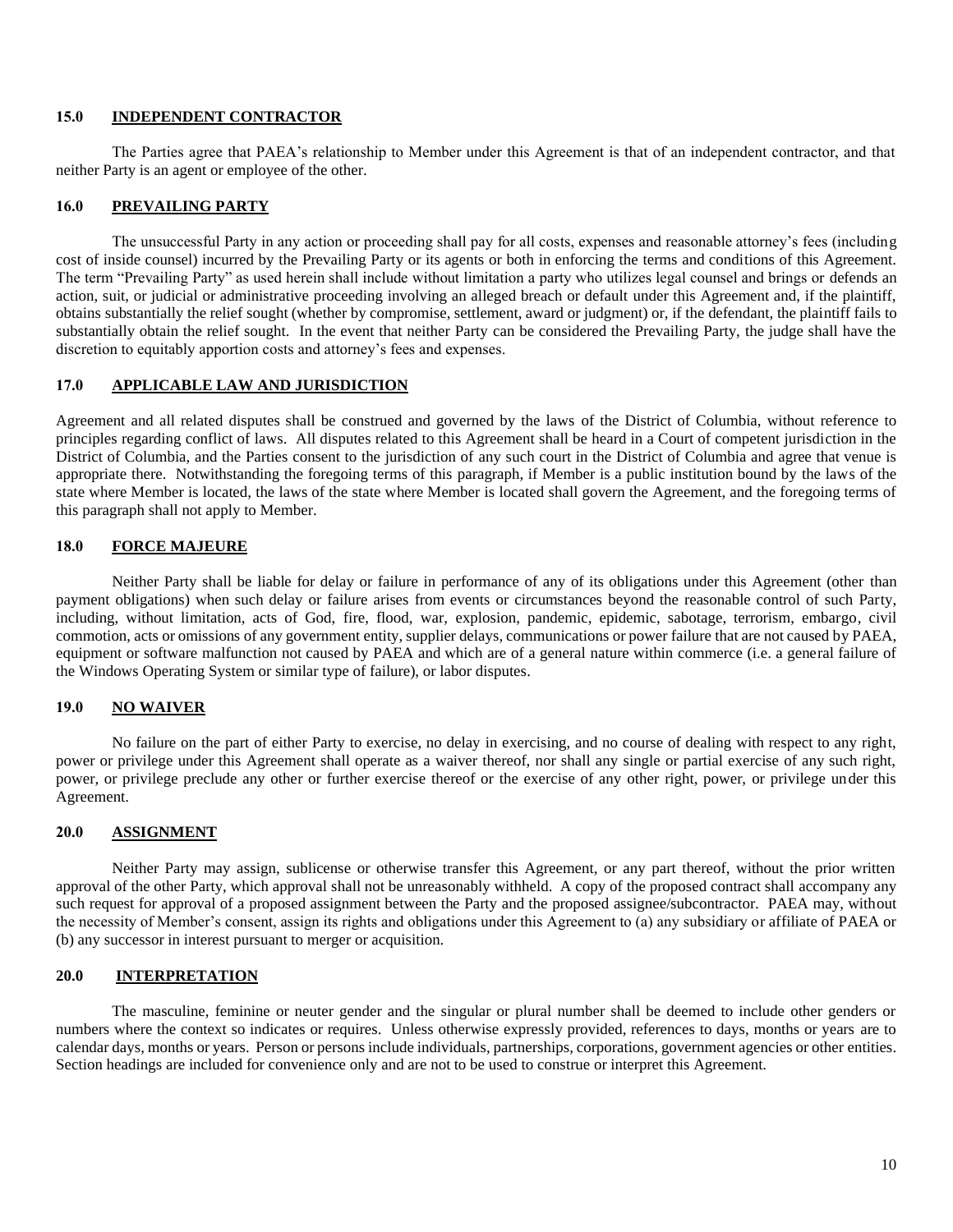## 15.0 INDEPENDENT CONTRACTOR

The Parties agree that PAEA's relationship to Member under this Agreement is that of an independent contractor, and that neither Party is an agent or employee of the other.

## 16.0 PREVAILING PARTY

The unsuccessful Party in any action or proceeding shall pay for all costs, expenses and reasonable attorney's fees (including cost of inside counsel) incurred by the Prevailing Party or its agents or both in enforcing the terms and conditions of this Agreement. The term "Prevailing Party" as used herein shall include without limitation a party who utilizes legal counsel and brings or defends an action, suit, or judicial or administrative proceeding involving an alleged breach or default under this Agreement and, if the plaintiff, obtains substantially the relief sought (whether by compromise, settlement, award or judgment) or, if the defendant, the plaintiff fails to substantially obtain the relief sought. In the event that neither Party can be considered the Prevailing Party, the judge shall have the discretion to equitably apportion costs and attorney's fees and expenses.

## 17.0 APPLICABLE LAW AND JURISDICTION

Agreement and all related disputes shall be construed and governed by the laws of the District of Columbia, without reference to principles regarding conflict of laws. All disputes related to this Agreement shall be heard in a Court of competent jurisdiction in the District of Columbia, and the Parties consent to the jurisdiction of any such court in the District of Columbia and agree that venue is appropriate there. Notwithstanding the foregoing terms of this paragraph, if Member is a public institution bound by the laws of the state where Member is located, the laws of the state where Member is located shall govern the Agreement, and the foregoing terms of this paragraph shall not apply to Member.

## 18.0 FORCE MAJEURE

Neither Party shall be liable for delay or failure in performance of any of its obligations under this Agreement (other than payment obligations) when such delay or failure arises from events or circumstances beyond the reasonable control of such Party, including, without limitation, acts of God, fire, flood, war, explosion, pandemic, epidemic, sabotage, terrorism, embargo, civil commotion, acts or omissions of any government entity, supplier delays, communications or power failure that are not caused by PAEA, equipment or software malfunction not caused by PAEA and which are of a general nature within commerce (i.e. a general failure of the Windows Operating System or similar type of failure), or labor disputes.

## 19.0 NO WAIVER

No failure on the part of either Party to exercise, no delay in exercising, and no course of dealing with respect to any right, power or privilege under this Agreement shall operate as a waiver thereof, nor shall any single or partial exercise of any such right, power, or privilege preclude any other or further exercise thereof or the exercise of any other right, power, or privilege under this Agreement.

## 20.0 ASSIGNMENT

Neither Party may assign, sublicense or otherwise transfer this Agreement, or any part thereof, without the prior written approval of the other Party, which approval shall not be unreasonably withheld. A copy of the proposed contract shall accompany any such request for approval of a proposed assignment between the Party and the proposed assignee/subcontractor. PAEA may, without the necessity of Member's consent, assign its rights and obligations under this Agreement to (a) any subsidiary or affiliate of PAEA or (b) any successor in interest pursuant to merger or acquisition.

## 20.0 INTERPRETATION

The masculine, feminine or neuter gender and the singular or plural number shall be deemed to include other genders or numbers where the context so indicates or requires. Unless otherwise expressly provided, references to days, months or years are to calendar days, months or years. Person or persons include individuals, partnerships, corporations, government agencies or other entities. Section headings are included for convenience only and are not to be used to construe or interpret this Agreement.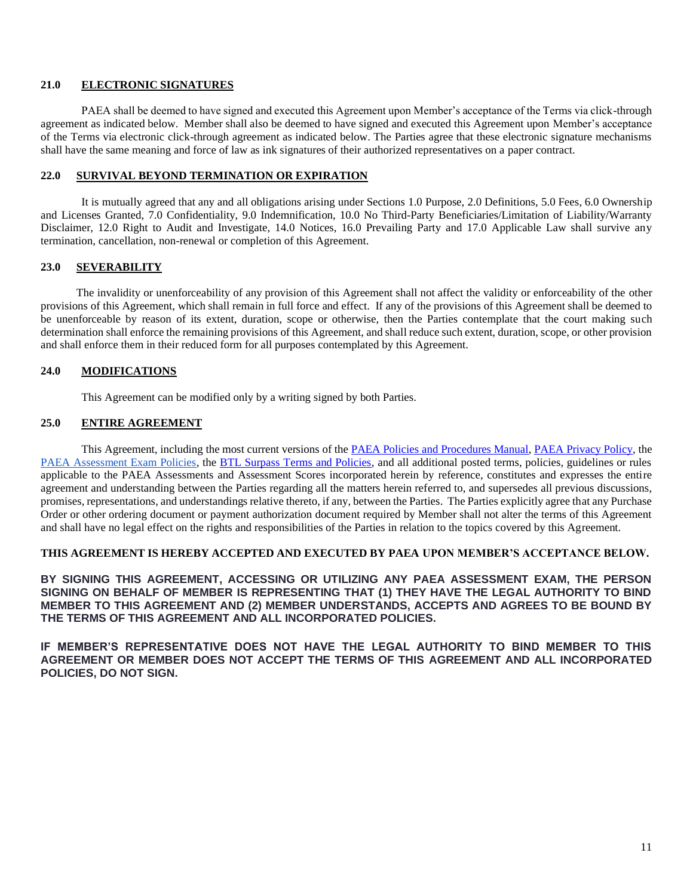## 21.0 ELECTRONIC SIGNATURES

PAEA shall be deemed to have signed and executed this Agreement upon Member's acceptance of the Terms via click-through agreement as indicated below. Member shall also be deemed to have signed and executed this Agreement upon Member's acceptance of the Terms via electronic click-through agreement as indicated below. The Parties agree that these electronic signature mechanisms shall have the same meaning and force of law as ink signatures of their authorized representatives on a paper contract.

## 22.0 SURVIVAL BEYOND TERMINATION OR EXPIRATION

It is mutually agreed that any and all obligations arising under Sections 1.0 Purpose, 2.0 Definitions, 5.0 Fees, 6.0 Ownership and Licenses Granted, 7.0 Confidentiality, 9.0 Indemnification, 10.0 No Third-Party Beneficiaries/Limitation of Liability/Warranty Disclaimer, 12.0 Right to Audit and Investigate, 14.0 Notices, 16.0 Prevailing Party and 17.0 Applicable Law shall survive any termination, cancellation, non-renewal or completion of this Agreement.

## 23.0 SEVERABILITY

The invalidity or unenforceability of any provision of this Agreement shall not affect the validity or enforceability of the other provisions of this Agreement, which shall remain in full force and effect. If any of the provisions of this Agreement shall be deemed to be unenforceable by reason of its extent, duration, scope or otherwise, then the Parties contemplate that the court making such determination shall enforce the remaining provisions of this Agreement, and shall reduce such extent, duration, scope, or other provision and shall enforce them in their reduced form for all purposes contemplated by this Agreement.

## 24.0 MODIFICATIONS

This Agreement can be modified only by a writing signed by both Parties.

## 25.0 ENTIRE AGREEMENT

This Agreement, including the most current versions of the PAEA Policies and Procedures Manual, PAEA Privacy Policy, the PAEA Assessment Exam Policies, the BTL Surpass Terms and Policies, and all additional posted terms, policies, guidelines or rules applicable to the PAEA Assessments and Assessment Scores incorporated herein by reference, constitutes and expresses the entire agreement and understanding between the Parties regarding all the matters herein referred to, and supersedes all previous discussions, promises, representations, and understandings relative thereto, if any, between the Parties. The Parties explicitly agree that any Purchase Order or other ordering document or payment authorization document required by Member shall not alter the terms of this Agreement and shall have no legal effect on the rights and responsibilities of the Parties in relation to the topics covered by this Agreement.

**THIS AGREEMENT IS HEREBY ACCEPTED AND EXECUTED BY PAEA UPON MEMBER'S ACCEPTANCE BELOW.**

**BY SIGNING THIS AGREEMENT, ACCESSING OR UTILIZING ANY PAEA ASSESSMENT EXAM, THE PERSON SIGNING ON BEHALF OF MEMBER IS REPRESENTING THAT (1) THEY HAVE THE LEGAL AUTHORITY TO BIND MEMBER TO THIS AGREEMENT AND (2) MEMBER UNDERSTANDS, ACCEPTS AND AGREES TO BE BOUND BY THE TERMS OF THIS AGREEMENT AND ALL INCORPORATED POLICIES.**

**IF MEMBER'S REPRESENTATIVE DOES NOT HAVE THE LEGAL AUTHORITY TO BIND MEMBER TO THIS AGREEMENT OR MEMBER DOES NOT ACCEPT THE TERMS OF THIS AGREEMENT AND ALL INCORPORATED POLICIES, DO NOT SIGN.**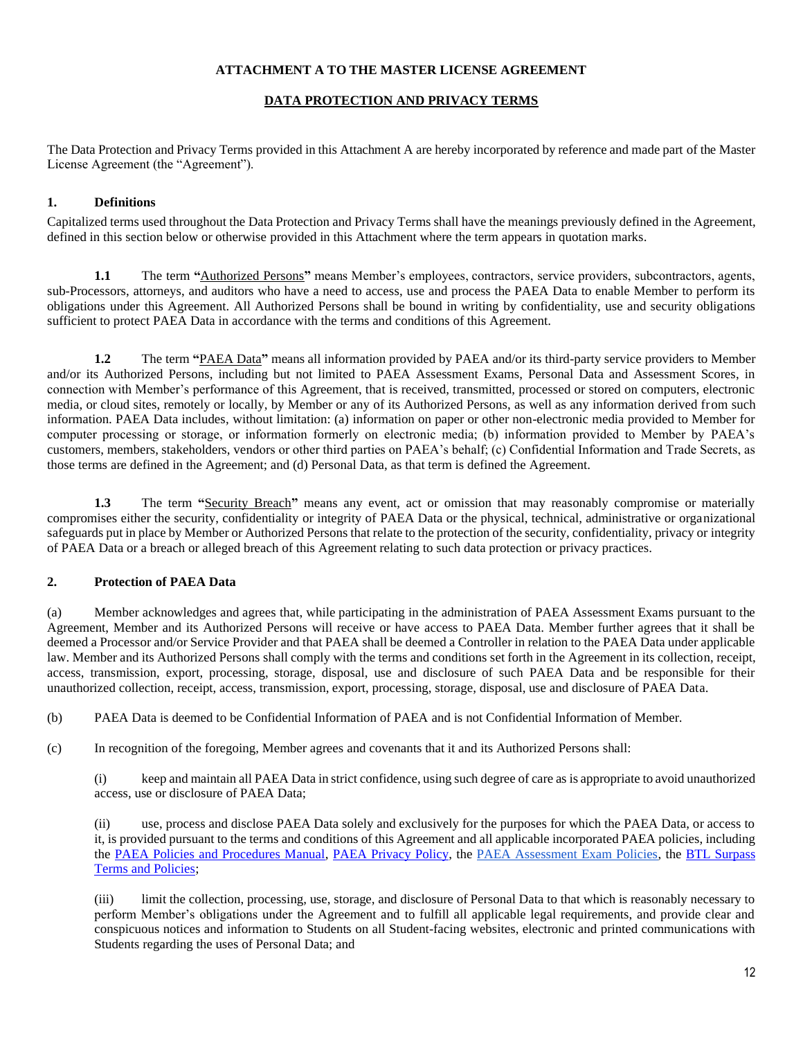**ATTACHMENT A TO THE MASTER LICENSE AGREEMENT**

**DATA PROTECTION AND PRIVACY TERMS**

The Data Protection and Privacy Terms provided in this Attachment A are hereby incorporated by reference and made part of the Master License Agreement (the "Agreement").

**1. Definitions**

Capitalized terms used throughout the Data Protection and Privacy Terms shall have the meanings previously defined in the Agreement, defined in this section below or otherwise provided in this Attachment where the term appears in quotation marks.

**1.1** The term **"**Authorized Persons**"** means Member's employees, contractors, service providers, subcontractors, agents, sub-Processors, attorneys, and auditors who have a need to access, use and process the PAEA Data to enable Member to perform its obligations under this Agreement. All Authorized Persons shall be bound in writing by confidentiality, use and security obligations sufficient to protect PAEA Data in accordance with the terms and conditions of this Agreement.

**1.2** The term **"**PAEA Data**"** means all information provided by PAEA and/or its third-party service providers to Member and/or its Authorized Persons, including but not limited to PAEA Assessment Exams, Personal Data and Assessment Scores, in connection with Member's performance of this Agreement, that is received, transmitted, processed or stored on computers, electronic media, or cloud sites, remotely or locally, by Member or any of its Authorized Persons, as well as any information derived from such information. PAEA Data includes, without limitation: (a) information on paper or other non-electronic media provided to Member for computer processing or storage, or information formerly on electronic media; (b) information provided to Member by PAEA's customers, members, stakeholders, vendors or other third parties on PAEA's behalf; (c) Confidential Information and Trade Secrets, as those terms are defined in the Agreement; and (d) Personal Data, as that term is defined the Agreement.

**1.3** The term **"**Security Breach**"** means any event, act or omission that may reasonably compromise or materially compromises either the security, confidentiality or integrity of PAEA Data or the physical, technical, administrative or organizational safeguards put in place by Member or Authorized Persons that relate to the protection of the security, confidentiality, privacy or integrity of PAEA Data or a breach or alleged breach of this Agreement relating to such data protection or privacy practices.

**2. Protection of PAEA Data**

(a) Member acknowledges and agrees that, while participating in the administration of PAEA Assessment Exams pursuant to the Agreement, Member and its Authorized Persons will receive or have access to PAEA Data. Member further agrees that it shall be deemed a Processor and/or Service Provider and that PAEA shall be deemed a Controller in relation to the PAEA Data under applicable law. Member and its Authorized Persons shall comply with the terms and conditions set forth in the Agreement in its collection, receipt, access, transmission, export, processing, storage, disposal, use and disclosure of such PAEA Data and be responsible for their unauthorized collection, receipt, access, transmission, export, processing, storage, disposal, use and disclosure of PAEA Data.

(b) PAEA Data is deemed to be Confidential Information of PAEA and is not Confidential Information of Member.

(c) In recognition of the foregoing, Member agrees and covenants that it and its Authorized Persons shall:

(i) keep and maintain all PAEA Data in strict confidence, using such degree of care as is appropriate to avoid unauthorized access, use or disclosure of PAEA Data;

(ii) use, process and disclose PAEA Data solely and exclusively for the purposes for which the PAEA Data, or access to it, is provided pursuant to the terms and conditions of this Agreement and all applicable incorporated PAEA policies, including the PAEA Policies and Procedures Manual, PAEA Privacy Policy, the PAEA Assessment Exam Policies, the BTL Surpass Terms and Policies;

(iii) limit the collection, processing, use, storage, and disclosure of Personal Data to that which is reasonably necessary to perform Member's obligations under the Agreement and to fulfill all applicable legal requirements, and provide clear and conspicuous notices and information to Students on all Student-facing websites, electronic and printed communications with Students regarding the uses of Personal Data; and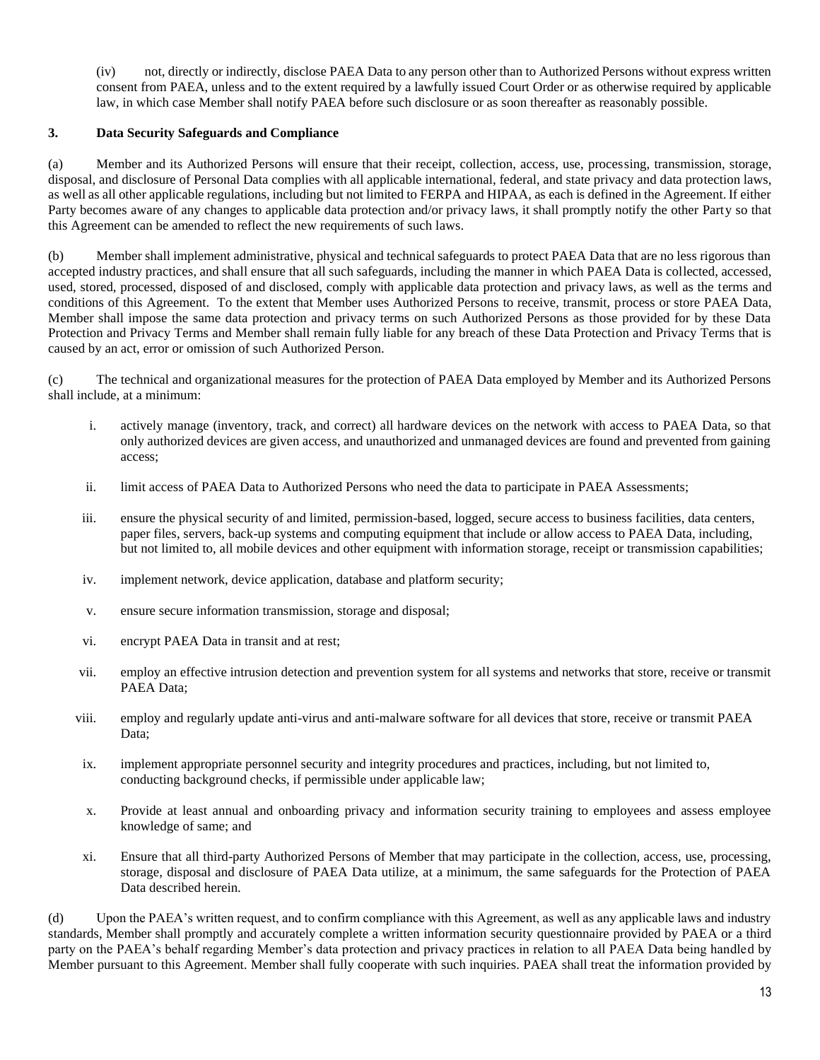(iv) not, directly or indirectly, disclose PAEA Data to any person other than to Authorized Persons without express written consent from PAEA, unless and to the extent required by a lawfully issued Court Order or as otherwise required by applicable law, in which case Member shall notify PAEA before such disclosure or as soon thereafter as reasonably possible.

**3. Data Security Safeguards and Compliance**

(a) Member and its Authorized Persons will ensure that their receipt, collection, access, use, processing, transmission, storage, disposal, and disclosure of Personal Data complies with all applicable international, federal, and state privacy and data protection laws, as well as all other applicable regulations, including but not limited to FERPA and HIPAA, as each is defined in the Agreement. If either Party becomes aware of any changes to applicable data protection and/or privacy laws, it shall promptly notify the other Party so that this Agreement can be amended to reflect the new requirements of such laws.

(b) Member shall implement administrative, physical and technical safeguards to protect PAEA Data that are no less rigorous than accepted industry practices, and shall ensure that all such safeguards, including the manner in which PAEA Data is collected, accessed, used, stored, processed, disposed of and disclosed, comply with applicable data protection and privacy laws, as well as the terms and conditions of this Agreement. To the extent that Member uses Authorized Persons to receive, transmit, process or store PAEA Data, Member shall impose the same data protection and privacy terms on such Authorized Persons as those provided for by these Data Protection and Privacy Terms and Member shall remain fully liable for any breach of these Data Protection and Privacy Terms that is caused by an act, error or omission of such Authorized Person.

(c) The technical and organizational measures for the protection of PAEA Data employed by Member and its Authorized Persons shall include, at a minimum:

i. actively manage (inventory, track, and correct) all hardware devices on the network with access to PAEA Data, so that only authorized devices are given access, and unauthorized and unmanaged devices are found and prevented from gaining access;

ii. limit access of PAEA Data to Authorized Persons who need the data to participate in PAEA Assessments;

iii. ensure the physical security of and limited, permission-based, logged, secure access to business facilities, data centers, paper files, servers, back-up systems and computing equipment that include or allow access to PAEA Data, including, but not limited to, all mobile devices and other equipment with information storage, receipt or transmission capabilities;

iv. implement network, device application, database and platform security;

v. ensure secure information transmission, storage and disposal;

vi. encrypt PAEA Data in transit and at rest;

vii. employ an effective intrusion detection and prevention system for all systems and networks that store, receive or transmit PAEA Data;

viii. employ and regularly update anti-virus and anti-malware software for all devices that store, receive or transmit PAEA Data;

ix. implement appropriate personnel security and integrity procedures and practices, including, but not limited to, conducting background checks, if permissible under applicable law;

x. Provide at least annual and onboarding privacy and information security training to employees and assess employee knowledge of same; and

xi. Ensure that all third-party Authorized Persons of Member that may participate in the collection, access, use, processing, storage, disposal and disclosure of PAEA Data utilize, at a minimum, the same safeguards for the Protection of PAEA Data described herein.

(d) Upon the PAEA's written request, and to confirm compliance with this Agreement, as well as any applicable laws and industry standards, Member shall promptly and accurately complete a written information security questionnaire provided by PAEA or a third party on the PAEA's behalf regarding Member's data protection and privacy practices in relation to all PAEA Data being handled by Member pursuant to this Agreement. Member shall fully cooperate with such inquiries. PAEA shall treat the information provided by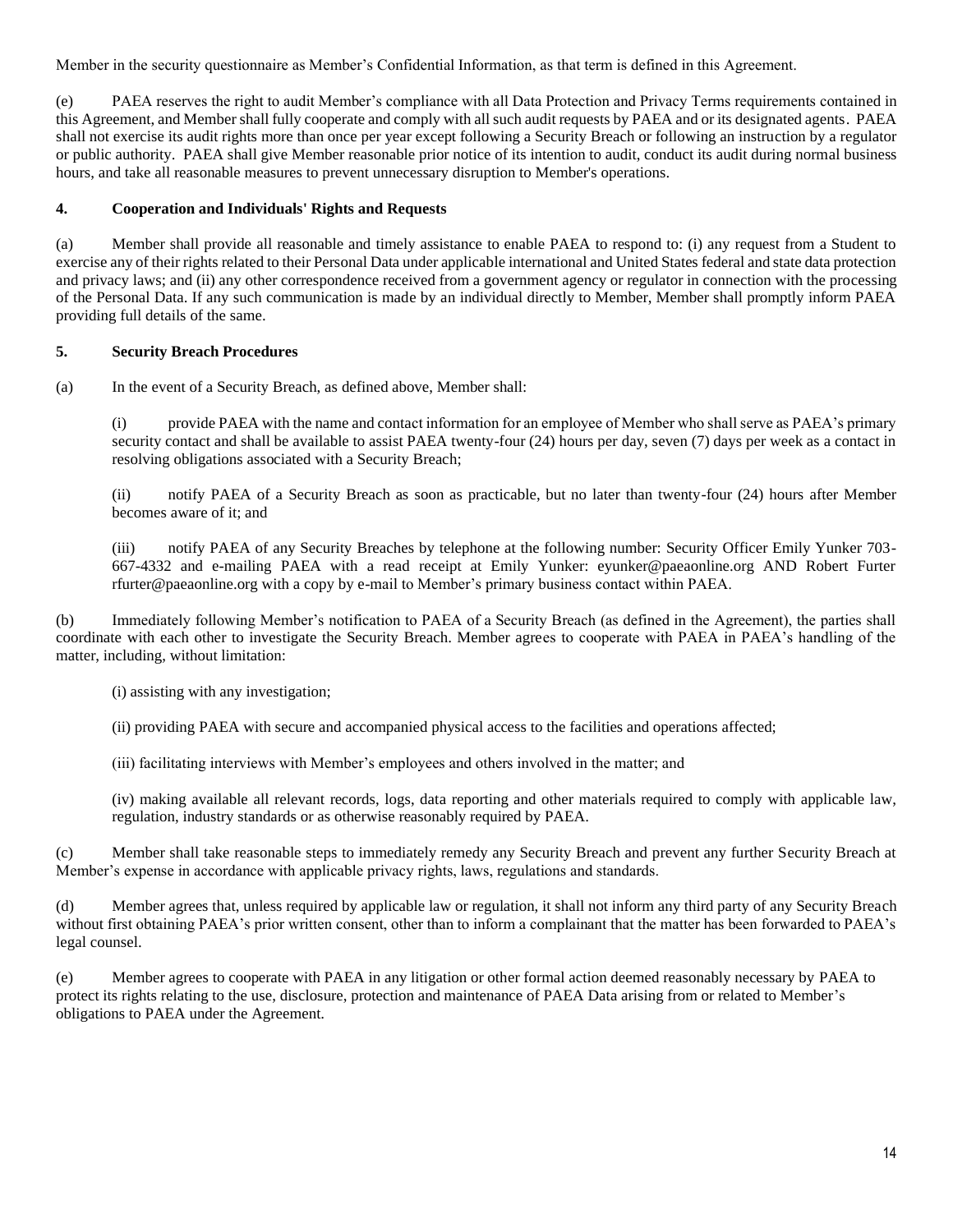Member in the security questionnaire as Member's Confidential Information, as that term is defined in this Agreement.

(e) PAEA reserves the right to audit Member's compliance with all Data Protection and Privacy Terms requirements contained in this Agreement, and Member shall fully cooperate and comply with all such audit requests by PAEA and or its designated agents. PAEA shall not exercise its audit rights more than once per year except following a Security Breach or following an instruction by a regulator or public authority. PAEA shall give Member reasonable prior notice of its intention to audit, conduct its audit during normal business hours, and take all reasonable measures to prevent unnecessary disruption to Member's operations.

**4. Cooperation and Individuals' Rights and Requests**

(a) Member shall provide all reasonable and timely assistance to enable PAEA to respond to: (i) any request from a Student to exercise any of their rights related to their Personal Data under applicable international and United States federal and state data protection and privacy laws; and (ii) any other correspondence received from a government agency or regulator in connection with the processing of the Personal Data. If any such communication is made by an individual directly to Member, Member shall promptly inform PAEA providing full details of the same.

**5. Security Breach Procedures**

(a) In the event of a Security Breach, as defined above, Member shall:

(i) provide PAEA with the name and contact information for an employee of Member who shall serve as PAEA's primary security contact and shall be available to assist PAEA twenty-four (24) hours per day, seven (7) days per week as a contact in resolving obligations associated with a Security Breach;

(ii) notify PAEA of a Security Breach as soon as practicable, but no later than twenty-four (24) hours after Member becomes aware of it; and

(iii) notify PAEA of any Security Breaches by telephone at the following number: Security Officer Emily Yunker 703-667-4332 and e-mailing PAEA with a read receipt at Emily Yunker: eyunker@paeaonline.org AND Robert Furter rfurter@paeaonline.org with a copy by e-mail to Member's primary business contact within PAEA.

(b) Immediately following Member's notification to PAEA of a Security Breach (as defined in the Agreement), the parties shall coordinate with each other to investigate the Security Breach. Member agrees to cooperate with PAEA in PAEA's handling of the matter, including, without limitation:

(i) assisting with any investigation;

(ii) providing PAEA with secure and accompanied physical access to the facilities and operations affected;

(iii) facilitating interviews with Member's employees and others involved in the matter; and

(iv) making available all relevant records, logs, data reporting and other materials required to comply with applicable law, regulation, industry standards or as otherwise reasonably required by PAEA.

(c) Member shall take reasonable steps to immediately remedy any Security Breach and prevent any further Security Breach at Member's expense in accordance with applicable privacy rights, laws, regulations and standards.

(d) Member agrees that, unless required by applicable law or regulation, it shall not inform any third party of any Security Breach without first obtaining PAEA's prior written consent, other than to inform a complainant that the matter has been forwarded to PAEA's legal counsel.

(e) Member agrees to cooperate with PAEA in any litigation or other formal action deemed reasonably necessary by PAEA to protect its rights relating to the use, disclosure, protection and maintenance of PAEA Data arising from or related to Member's obligations to PAEA under the Agreement.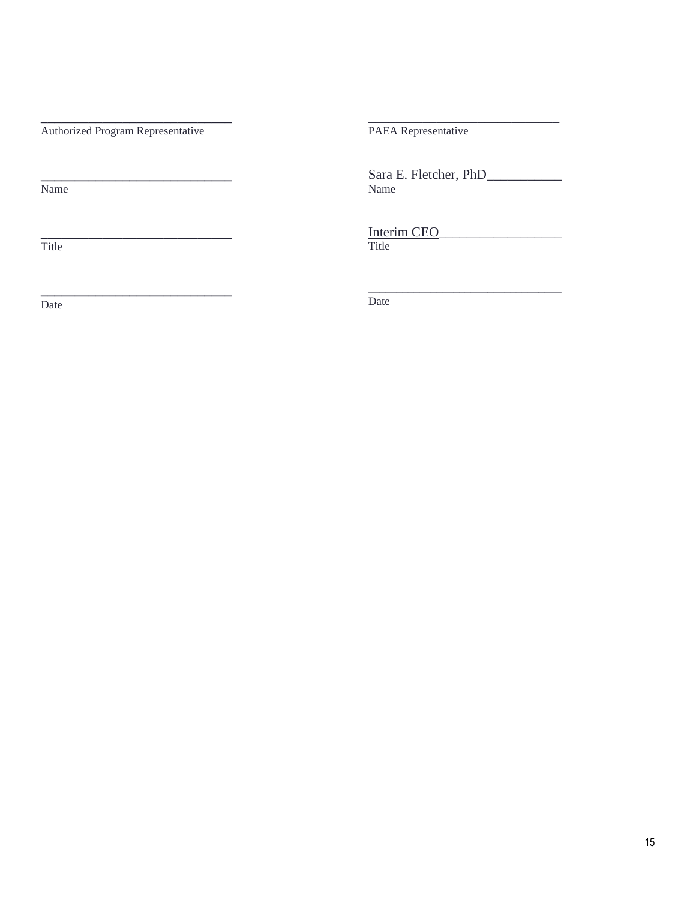| | |
|---|---|
| ______________________________ | ______________________________ |
| Authorized Program Representative | PAEA Representative |
| ______________________________ | Sara E. Fletcher, PhD___________ |
| Name | Name |
| ______________________________ | Interim CEO__________________ |
| Title | Title |
| ______________________________ | ______________________________ |
| Date | Date |